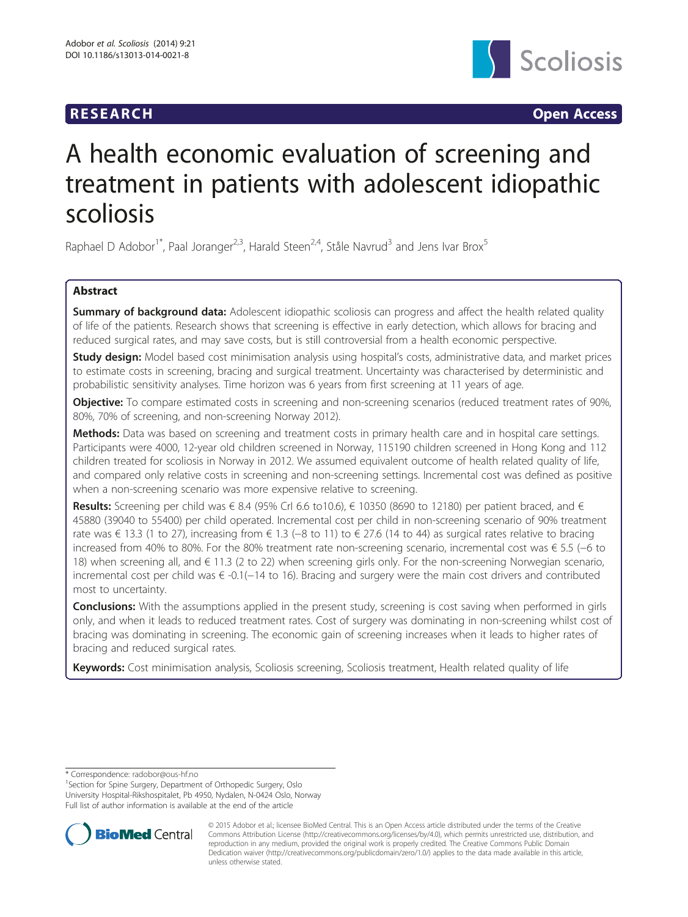RESEARCH Open Access

# A health economic evaluation of screening and treatment in patients with adolescent idiopathic scoliosis

Raphael D Adobor[1*], Paal Joranger[2,3], Harald Steen[2,4], Ståle Navrud[3] and Jens Ivar Brox[5]

## Abstract

**Summary of background data:** Adolescent idiopathic scoliosis can progress and affect the health related quality of life of the patients. Research shows that screening is effective in early detection, which allows for bracing and reduced surgical rates, and may save costs, but is still controversial from a health economic perspective.

**Study design:** Model based cost minimisation analysis using hospital's costs, administrative data, and market prices to estimate costs in screening, bracing and surgical treatment. Uncertainty was characterised by deterministic and probabilistic sensitivity analyses. Time horizon was 6 years from first screening at 11 years of age.

**Objective:** To compare estimated costs in screening and non-screening scenarios (reduced treatment rates of 90%, 80%, 70% of screening, and non-screening Norway 2012).

**Methods:** Data was based on screening and treatment costs in primary health care and in hospital care settings. Participants were 4000, 12-year old children screened in Norway, 115190 children screened in Hong Kong and 112 children treated for scoliosis in Norway in 2012. We assumed equivalent outcome of health related quality of life, and compared only relative costs in screening and non-screening settings. Incremental cost was defined as positive when a non-screening scenario was more expensive relative to screening.

**Results:** Screening per child was € 8.4 (95% CrI 6.6 to10.6), € 10350 (8690 to 12180) per patient braced, and € 45880 (39040 to 55400) per child operated. Incremental cost per child in non-screening scenario of 90% treatment rate was € 13.3 (1 to 27), increasing from € 1.3 (−8 to 11) to € 27.6 (14 to 44) as surgical rates relative to bracing increased from 40% to 80%. For the 80% treatment rate non-screening scenario, incremental cost was € 5.5 (−6 to 18) when screening all, and € 11.3 (2 to 22) when screening girls only. For the non-screening Norwegian scenario, incremental cost per child was € -0.1(−14 to 16). Bracing and surgery were the main cost drivers and contributed most to uncertainty.

**Conclusions:** With the assumptions applied in the present study, screening is cost saving when performed in girls only, and when it leads to reduced treatment rates. Cost of surgery was dominating in non-screening whilst cost of bracing was dominating in screening. The economic gain of screening increases when it leads to higher rates of bracing and reduced surgical rates.

**Keywords:** Cost minimisation analysis, Scoliosis screening, Scoliosis treatment, Health related quality of life

---

* Correspondence: radobor@ous-hf.no
[1]Section for Spine Surgery, Department of Orthopedic Surgery, Oslo University Hospital-Rikshospitalet, Pb 4950, Nydalen, N-0424 Oslo, Norway
Full list of author information is available at the end of the article

© 2015 Adobor et al.; licensee BioMed Central. This is an Open Access article distributed under the terms of the Creative Commons Attribution License (http://creativecommons.org/licenses/by/4.0), which permits unrestricted use, distribution, and reproduction in any medium, provided the original work is properly credited. The Creative Commons Public Domain Dedication waiver (http://creativecommons.org/publicdomain/zero/1.0/) applies to the data made available in this article, unless otherwise stated.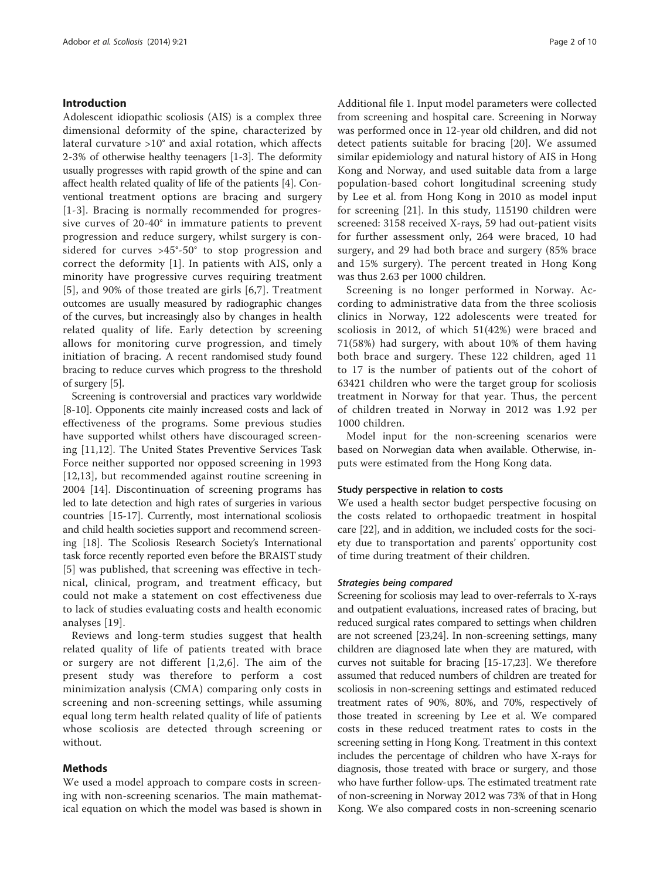## Introduction

Adolescent idiopathic scoliosis (AIS) is a complex three dimensional deformity of the spine, characterized by lateral curvature >10° and axial rotation, which affects 2-3% of otherwise healthy teenagers [1-3]. The deformity usually progresses with rapid growth of the spine and can affect health related quality of life of the patients [4]. Conventional treatment options are bracing and surgery [1-3]. Bracing is normally recommended for progressive curves of 20-40° in immature patients to prevent progression and reduce surgery, whilst surgery is considered for curves >45°-50° to stop progression and correct the deformity [1]. In patients with AIS, only a minority have progressive curves requiring treatment [5], and 90% of those treated are girls [6,7]. Treatment outcomes are usually measured by radiographic changes of the curves, but increasingly also by changes in health related quality of life. Early detection by screening allows for monitoring curve progression, and timely initiation of bracing. A recent randomised study found bracing to reduce curves which progress to the threshold of surgery [5].

Screening is controversial and practices vary worldwide [8-10]. Opponents cite mainly increased costs and lack of effectiveness of the programs. Some previous studies have supported whilst others have discouraged screening [11,12]. The United States Preventive Services Task Force neither supported nor opposed screening in 1993 [12,13], but recommended against routine screening in 2004 [14]. Discontinuation of screening programs has led to late detection and high rates of surgeries in various countries [15-17]. Currently, most international scoliosis and child health societies support and recommend screening [18]. The Scoliosis Research Society's International task force recently reported even before the BRAIST study [5] was published, that screening was effective in technical, clinical, program, and treatment efficacy, but could not make a statement on cost effectiveness due to lack of studies evaluating costs and health economic analyses [19].

Reviews and long-term studies suggest that health related quality of life of patients treated with brace or surgery are not different [1,2,6]. The aim of the present study was therefore to perform a cost minimization analysis (CMA) comparing only costs in screening and non-screening settings, while assuming equal long term health related quality of life of patients whose scoliosis are detected through screening or without.

## Methods

We used a model approach to compare costs in screening with non-screening scenarios. The main mathematical equation on which the model was based is shown in Additional file 1. Input model parameters were collected from screening and hospital care. Screening in Norway was performed once in 12-year old children, and did not detect patients suitable for bracing [20]. We assumed similar epidemiology and natural history of AIS in Hong Kong and Norway, and used suitable data from a large population-based cohort longitudinal screening study by Lee et al. from Hong Kong in 2010 as model input for screening [21]. In this study, 115190 children were screened: 3158 received X-rays, 59 had out-patient visits for further assessment only, 264 were braced, 10 had surgery, and 29 had both brace and surgery (85% brace and 15% surgery). The percent treated in Hong Kong was thus 2.63 per 1000 children.

Screening is no longer performed in Norway. According to administrative data from the three scoliosis clinics in Norway, 122 adolescents were treated for scoliosis in 2012, of which 51(42%) were braced and 71(58%) had surgery, with about 10% of them having both brace and surgery. These 122 children, aged 11 to 17 is the number of patients out of the cohort of 63421 children who were the target group for scoliosis treatment in Norway for that year. Thus, the percent of children treated in Norway in 2012 was 1.92 per 1000 children.

Model input for the non-screening scenarios were based on Norwegian data when available. Otherwise, inputs were estimated from the Hong Kong data.

### Study perspective in relation to costs

We used a health sector budget perspective focusing on the costs related to orthopaedic treatment in hospital care [22], and in addition, we included costs for the society due to transportation and parents' opportunity cost of time during treatment of their children.

#### *Strategies being compared*

Screening for scoliosis may lead to over-referrals to X-rays and outpatient evaluations, increased rates of bracing, but reduced surgical rates compared to settings when children are not screened [23,24]. In non-screening settings, many children are diagnosed late when they are matured, with curves not suitable for bracing [15-17,23]. We therefore assumed that reduced numbers of children are treated for scoliosis in non-screening settings and estimated reduced treatment rates of 90%, 80%, and 70%, respectively of those treated in screening by Lee et al. We compared costs in these reduced treatment rates to costs in the screening setting in Hong Kong. Treatment in this context includes the percentage of children who have X-rays for diagnosis, those treated with brace or surgery, and those who have further follow-ups. The estimated treatment rate of non-screening in Norway 2012 was 73% of that in Hong Kong. We also compared costs in non-screening scenario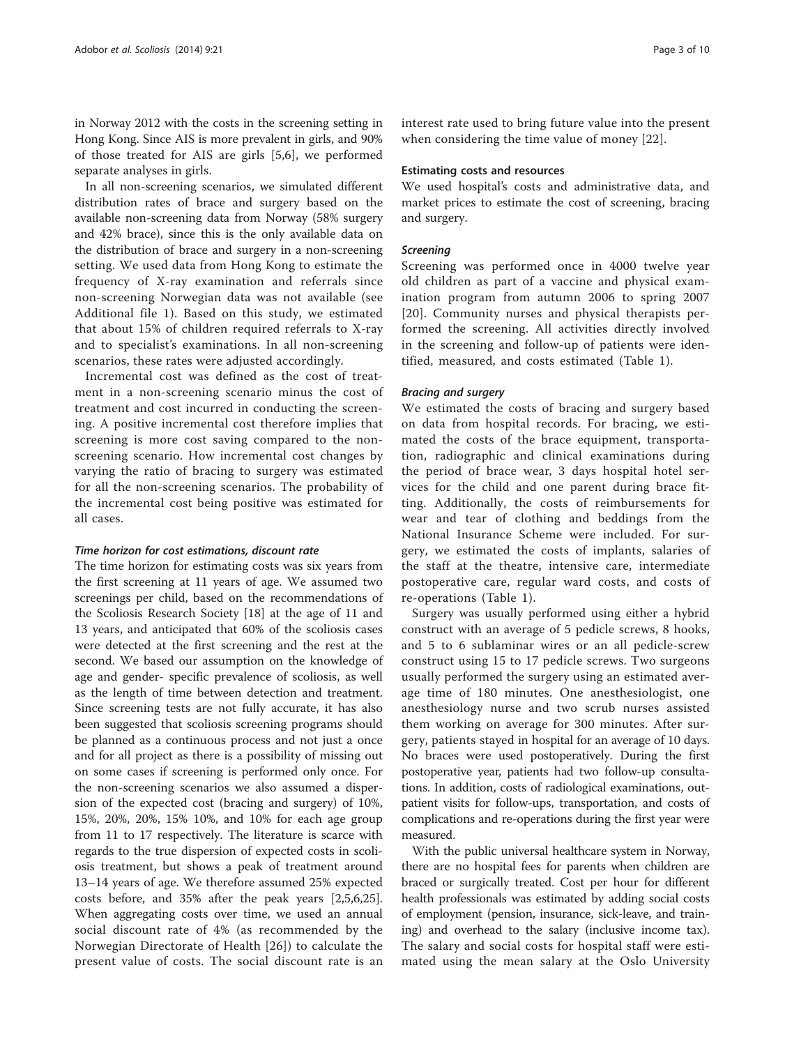in Norway 2012 with the costs in the screening setting in Hong Kong. Since AIS is more prevalent in girls, and 90% of those treated for AIS are girls [5,6], we performed separate analyses in girls.

In all non-screening scenarios, we simulated different distribution rates of brace and surgery based on the available non-screening data from Norway (58% surgery and 42% brace), since this is the only available data on the distribution of brace and surgery in a non-screening setting. We used data from Hong Kong to estimate the frequency of X-ray examination and referrals since non-screening Norwegian data was not available (see Additional file 1). Based on this study, we estimated that about 15% of children required referrals to X-ray and to specialist's examinations. In all non-screening scenarios, these rates were adjusted accordingly.

Incremental cost was defined as the cost of treatment in a non-screening scenario minus the cost of treatment and cost incurred in conducting the screening. A positive incremental cost therefore implies that screening is more cost saving compared to the non-screening scenario. How incremental cost changes by varying the ratio of bracing to surgery was estimated for all the non-screening scenarios. The probability of the incremental cost being positive was estimated for all cases.

#### *Time horizon for cost estimations, discount rate*

The time horizon for estimating costs was six years from the first screening at 11 years of age. We assumed two screenings per child, based on the recommendations of the Scoliosis Research Society [18] at the age of 11 and 13 years, and anticipated that 60% of the scoliosis cases were detected at the first screening and the rest at the second. We based our assumption on the knowledge of age and gender- specific prevalence of scoliosis, as well as the length of time between detection and treatment. Since screening tests are not fully accurate, it has also been suggested that scoliosis screening programs should be planned as a continuous process and not just a once and for all project as there is a possibility of missing out on some cases if screening is performed only once. For the non-screening scenarios we also assumed a dispersion of the expected cost (bracing and surgery) of 10%, 15%, 20%, 20%, 15% 10%, and 10% for each age group from 11 to 17 respectively. The literature is scarce with regards to the true dispersion of expected costs in scoliosis treatment, but shows a peak of treatment around 13–14 years of age. We therefore assumed 25% expected costs before, and 35% after the peak years [2,5,6,25]. When aggregating costs over time, we used an annual social discount rate of 4% (as recommended by the Norwegian Directorate of Health [26]) to calculate the present value of costs. The social discount rate is an interest rate used to bring future value into the present when considering the time value of money [22].

### Estimating costs and resources

We used hospital's costs and administrative data, and market prices to estimate the cost of screening, bracing and surgery.

#### *Screening*

Screening was performed once in 4000 twelve year old children as part of a vaccine and physical examination program from autumn 2006 to spring 2007 [20]. Community nurses and physical therapists performed the screening. All activities directly involved in the screening and follow-up of patients were identified, measured, and costs estimated (Table 1).

#### *Bracing and surgery*

We estimated the costs of bracing and surgery based on data from hospital records. For bracing, we estimated the costs of the brace equipment, transportation, radiographic and clinical examinations during the period of brace wear, 3 days hospital hotel services for the child and one parent during brace fitting. Additionally, the costs of reimbursements for wear and tear of clothing and beddings from the National Insurance Scheme were included. For surgery, we estimated the costs of implants, salaries of the staff at the theatre, intensive care, intermediate postoperative care, regular ward costs, and costs of re-operations (Table 1).

Surgery was usually performed using either a hybrid construct with an average of 5 pedicle screws, 8 hooks, and 5 to 6 sublaminar wires or an all pedicle-screw construct using 15 to 17 pedicle screws. Two surgeons usually performed the surgery using an estimated average time of 180 minutes. One anesthesiologist, one anesthesiology nurse and two scrub nurses assisted them working on average for 300 minutes. After surgery, patients stayed in hospital for an average of 10 days. No braces were used postoperatively. During the first postoperative year, patients had two follow-up consultations. In addition, costs of radiological examinations, outpatient visits for follow-ups, transportation, and costs of complications and re-operations during the first year were measured.

With the public universal healthcare system in Norway, there are no hospital fees for parents when children are braced or surgically treated. Cost per hour for different health professionals was estimated by adding social costs of employment (pension, insurance, sick-leave, and training) and overhead to the salary (inclusive income tax). The salary and social costs for hospital staff were estimated using the mean salary at the Oslo University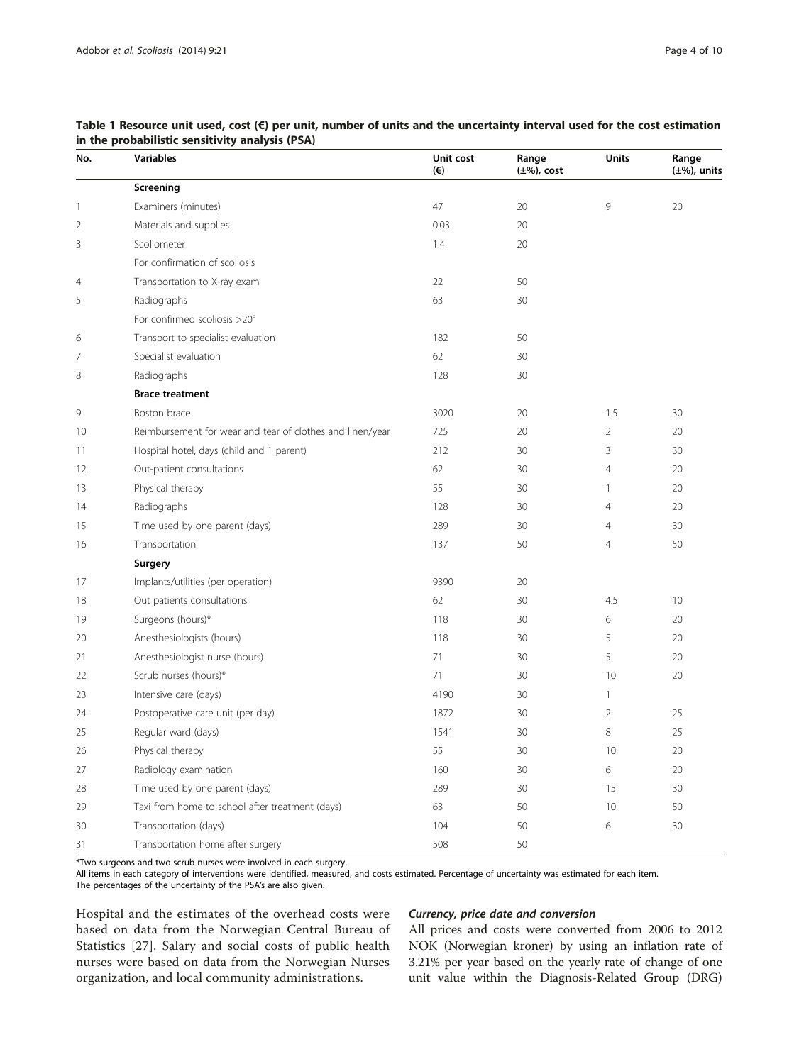**Table 1 Resource unit used, cost (€) per unit, number of units and the uncertainty interval used for the cost estimation in the probabilistic sensitivity analysis (PSA)**

| No. | Variables | Unit cost (€) | Range (±%), cost | Units | Range (±%), units |
|---|---|---|---|---|---|
| | **Screening** | | | | |
| 1 | Examiners (minutes) | 47 | 20 | 9 | 20 |
| 2 | Materials and supplies | 0.03 | 20 | | |
| 3 | Scoliometer | 1.4 | 20 | | |
| | For confirmation of scoliosis | | | | |
| 4 | Transportation to X-ray exam | 22 | 50 | | |
| 5 | Radiographs | 63 | 30 | | |
| | For confirmed scoliosis >20° | | | | |
| 6 | Transport to specialist evaluation | 182 | 50 | | |
| 7 | Specialist evaluation | 62 | 30 | | |
| 8 | Radiographs | 128 | 30 | | |
| | **Brace treatment** | | | | |
| 9 | Boston brace | 3020 | 20 | 1.5 | 30 |
| 10 | Reimbursement for wear and tear of clothes and linen/year | 725 | 20 | 2 | 20 |
| 11 | Hospital hotel, days (child and 1 parent) | 212 | 30 | 3 | 30 |
| 12 | Out-patient consultations | 62 | 30 | 4 | 20 |
| 13 | Physical therapy | 55 | 30 | 1 | 20 |
| 14 | Radiographs | 128 | 30 | 4 | 20 |
| 15 | Time used by one parent (days) | 289 | 30 | 4 | 30 |
| 16 | Transportation | 137 | 50 | 4 | 50 |
| | **Surgery** | | | | |
| 17 | Implants/utilities (per operation) | 9390 | 20 | | |
| 18 | Out patients consultations | 62 | 30 | 4.5 | 10 |
| 19 | Surgeons (hours)* | 118 | 30 | 6 | 20 |
| 20 | Anesthesiologists (hours) | 118 | 30 | 5 | 20 |
| 21 | Anesthesiologist nurse (hours) | 71 | 30 | 5 | 20 |
| 22 | Scrub nurses (hours)* | 71 | 30 | 10 | 20 |
| 23 | Intensive care (days) | 4190 | 30 | 1 | |
| 24 | Postoperative care unit (per day) | 1872 | 30 | 2 | 25 |
| 25 | Regular ward (days) | 1541 | 30 | 8 | 25 |
| 26 | Physical therapy | 55 | 30 | 10 | 20 |
| 27 | Radiology examination | 160 | 30 | 6 | 20 |
| 28 | Time used by one parent (days) | 289 | 30 | 15 | 30 |
| 29 | Taxi from home to school after treatment (days) | 63 | 50 | 10 | 50 |
| 30 | Transportation (days) | 104 | 50 | 6 | 30 |
| 31 | Transportation home after surgery | 508 | 50 | | |

*Two surgeons and two scrub nurses were involved in each surgery.
All items in each category of interventions were identified, measured, and costs estimated. Percentage of uncertainty was estimated for each item.
The percentages of the uncertainty of the PSA's are also given.

Hospital and the estimates of the overhead costs were based on data from the Norwegian Central Bureau of Statistics [27]. Salary and social costs of public health nurses were based on data from the Norwegian Nurses organization, and local community administrations.

#### *Currency, price date and conversion*

All prices and costs were converted from 2006 to 2012 NOK (Norwegian kroner) by using an inflation rate of 3.21% per year based on the yearly rate of change of one unit value within the Diagnosis-Related Group (DRG)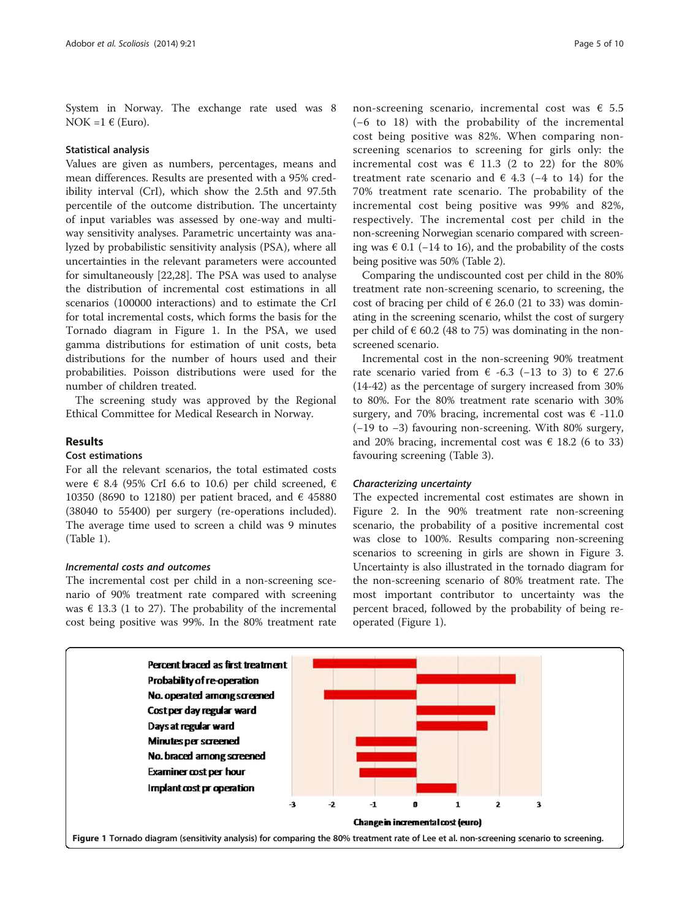System in Norway. The exchange rate used was 8 NOK =1 € (Euro).

#### Statistical analysis

Values are given as numbers, percentages, means and mean differences. Results are presented with a 95% credibility interval (CrI), which show the 2.5th and 97.5th percentile of the outcome distribution. The uncertainty of input variables was assessed by one-way and multi-way sensitivity analyses. Parametric uncertainty was analyzed by probabilistic sensitivity analysis (PSA), where all uncertainties in the relevant parameters were accounted for simultaneously [22,28]. The PSA was used to analyse the distribution of incremental cost estimations in all scenarios (100000 interactions) and to estimate the CrI for total incremental costs, which forms the basis for the Tornado diagram in Figure 1. In the PSA, we used gamma distributions for estimation of unit costs, beta distributions for the number of hours used and their probabilities. Poisson distributions were used for the number of children treated.

The screening study was approved by the Regional Ethical Committee for Medical Research in Norway.

## Results

### Cost estimations

For all the relevant scenarios, the total estimated costs were € 8.4 (95% CrI 6.6 to 10.6) per child screened, € 10350 (8690 to 12180) per patient braced, and € 45880 (38040 to 55400) per surgery (re-operations included). The average time used to screen a child was 9 minutes (Table 1).

#### *Incremental costs and outcomes*

The incremental cost per child in a non-screening scenario of 90% treatment rate compared with screening was € 13.3 (1 to 27). The probability of the incremental cost being positive was 99%. In the 80% treatment rate non-screening scenario, incremental cost was € 5.5 (−6 to 18) with the probability of the incremental cost being positive was 82%. When comparing non-screening scenarios to screening for girls only: the incremental cost was € 11.3 (2 to 22) for the 80% treatment rate scenario and € 4.3 (−4 to 14) for the 70% treatment rate scenario. The probability of the incremental cost being positive was 99% and 82%, respectively. The incremental cost per child in the non-screening Norwegian scenario compared with screening was € 0.1 (−14 to 16), and the probability of the costs being positive was 50% (Table 2).

Comparing the undiscounted cost per child in the 80% treatment rate non-screening scenario, to screening, the cost of bracing per child of € 26.0 (21 to 33) was dominating in the screening scenario, whilst the cost of surgery per child of € 60.2 (48 to 75) was dominating in the non-screened scenario.

Incremental cost in the non-screening 90% treatment rate scenario varied from € -6.3 (−13 to 3) to € 27.6 (14-42) as the percentage of surgery increased from 30% to 80%. For the 80% treatment rate scenario with 30% surgery, and 70% bracing, incremental cost was € -11.0 (−19 to −3) favouring non-screening. With 80% surgery, and 20% bracing, incremental cost was € 18.2 (6 to 33) favouring screening (Table 3).

#### *Characterizing uncertainty*

The expected incremental cost estimates are shown in Figure 2. In the 90% treatment rate non-screening scenario, the probability of a positive incremental cost was close to 100%. Results comparing non-screening scenarios to screening in girls are shown in Figure 3. Uncertainty is also illustrated in the tornado diagram for the non-screening scenario of 80% treatment rate. The most important contributor to uncertainty was the percent braced, followed by the probability of being re-operated (Figure 1).

**Figure 1** Tornado diagram (sensitivity analysis) for comparing the 80% treatment rate of Lee et al. non-screening scenario to screening.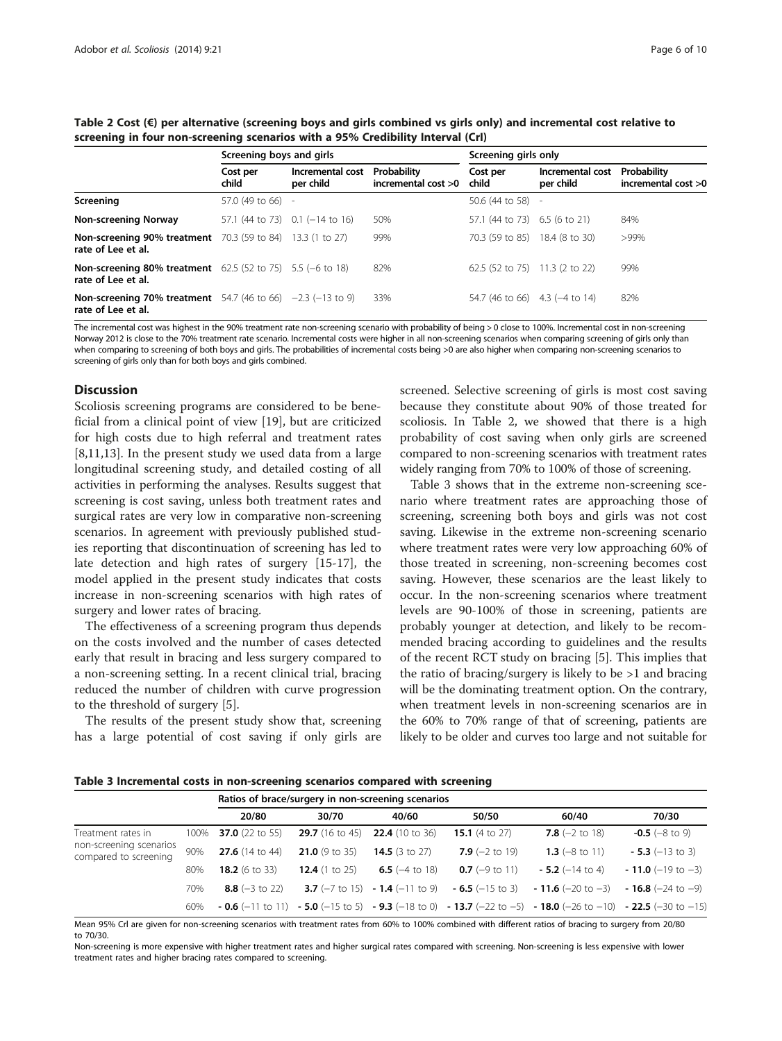**Table 2 Cost (€) per alternative (screening boys and girls combined vs girls only) and incremental cost relative to screening in four non-screening scenarios with a 95% Credibility Interval (CrI)**

| | Screening boys and girls | | | Screening girls only | | |
|---|---|---|---|---|---|---|
| | Cost per child | Incremental cost per child | Probability incremental cost >0 | Cost per child | Incremental cost per child | Probability incremental cost >0 |
| **Screening** | 57.0 (49 to 66) | - | | 50.6 (44 to 58) | - | |
| **Non-screening Norway** | 57.1 (44 to 73) | 0.1 (−14 to 16) | 50% | 57.1 (44 to 73) | 6.5 (6 to 21) | 84% |
| **Non-screening 90% treatment rate of Lee et al.** | 70.3 (59 to 84) | 13.3 (1 to 27) | 99% | 70.3 (59 to 85) | 18.4 (8 to 30) | >99% |
| **Non-screening 80% treatment rate of Lee et al.** | 62.5 (52 to 75) | 5.5 (−6 to 18) | 82% | 62.5 (52 to 75) | 11.3 (2 to 22) | 99% |
| **Non-screening 70% treatment rate of Lee et al.** | 54.7 (46 to 66) | −2.3 (−13 to 9) | 33% | 54.7 (46 to 66) | 4.3 (−4 to 14) | 82% |

The incremental cost was highest in the 90% treatment rate non-screening scenario with probability of being > 0 close to 100%. Incremental cost in non-screening Norway 2012 is close to the 70% treatment rate scenario. Incremental costs were higher in all non-screening scenarios when comparing screening of girls only than when comparing to screening of both boys and girls. The probabilities of incremental costs being >0 are also higher when comparing non-screening scenarios to screening of girls only than for both boys and girls combined.

## Discussion

Scoliosis screening programs are considered to be beneficial from a clinical point of view [19], but are criticized for high costs due to high referral and treatment rates [8,11,13]. In the present study we used data from a large longitudinal screening study, and detailed costing of all activities in performing the analyses. Results suggest that screening is cost saving, unless both treatment rates and surgical rates are very low in comparative non-screening scenarios. In agreement with previously published studies reporting that discontinuation of screening has led to late detection and high rates of surgery [15-17], the model applied in the present study indicates that costs increase in non-screening scenarios with high rates of surgery and lower rates of bracing.

The effectiveness of a screening program thus depends on the costs involved and the number of cases detected early that result in bracing and less surgery compared to a non-screening setting. In a recent clinical trial, bracing reduced the number of children with curve progression to the threshold of surgery [5].

The results of the present study show that, screening has a large potential of cost saving if only girls are screened. Selective screening of girls is most cost saving because they constitute about 90% of those treated for scoliosis. In Table 2, we showed that there is a high probability of cost saving when only girls are screened compared to non-screening scenarios with treatment rates widely ranging from 70% to 100% of those of screening.

Table 3 shows that in the extreme non-screening scenario where treatment rates are approaching those of screening, screening both boys and girls was not cost saving. Likewise in the extreme non-screening scenario where treatment rates were very low approaching 60% of those treated in screening, non-screening becomes cost saving. However, these scenarios are the least likely to occur. In the non-screening scenarios where treatment levels are 90-100% of those in screening, patients are probably younger at detection, and likely to be recommended bracing according to guidelines and the results of the recent RCT study on bracing [5]. This implies that the ratio of bracing/surgery is likely to be >1 and bracing will be the dominating treatment option. On the contrary, when treatment levels in non-screening scenarios are in the 60% to 70% range of that of screening, patients are likely to be older and curves too large and not suitable for

**Table 3 Incremental costs in non-screening scenarios compared with screening**

| | | Ratios of brace/surgery in non-screening scenarios | | | | | |
|---|---|---|---|---|---|---|---|
| | | 20/80 | 30/70 | 40/60 | 50/50 | 60/40 | 70/30 |
| Treatment rates in non-screening scenarios compared to screening | 100% | **37.0** (22 to 55) | **29.7** (16 to 45) | **22.4** (10 to 36) | **15.1** (4 to 27) | **7.8** (−2 to 18) | **-0.5** (−8 to 9) |
| | 90% | **27.6** (14 to 44) | **21.0** (9 to 35) | **14.5** (3 to 27) | **7.9** (−2 to 19) | **1.3** (−8 to 11) | **- 5.3** (−13 to 3) |
| | 80% | **18.2** (6 to 33) | **12.4** (1 to 25) | **6.5** (−4 to 18) | **0.7** (−9 to 11) | **- 5.2** (−14 to 4) | **- 11.0** (−19 to −3) |
| | 70% | **8.8** (−3 to 22) | **3.7** (−7 to 15) | **- 1.4** (−11 to 9) | **- 6.5** (−15 to 3) | **- 11.6** (−20 to −3) | **- 16.8** (−24 to −9) |
| | 60% | **- 0.6** (−11 to 11) | **- 5.0** (−15 to 5) | **- 9.3** (−18 to 0) | **- 13.7** (−22 to −5) | **- 18.0** (−26 to −10) | **- 22.5** (−30 to −15) |

Mean 95% CrI are given for non-screening scenarios with treatment rates from 60% to 100% combined with different ratios of bracing to surgery from 20/80 to 70/30.

Non-screening is more expensive with higher treatment rates and higher surgical rates compared with screening. Non-screening is less expensive with lower treatment rates and higher bracing rates compared to screening.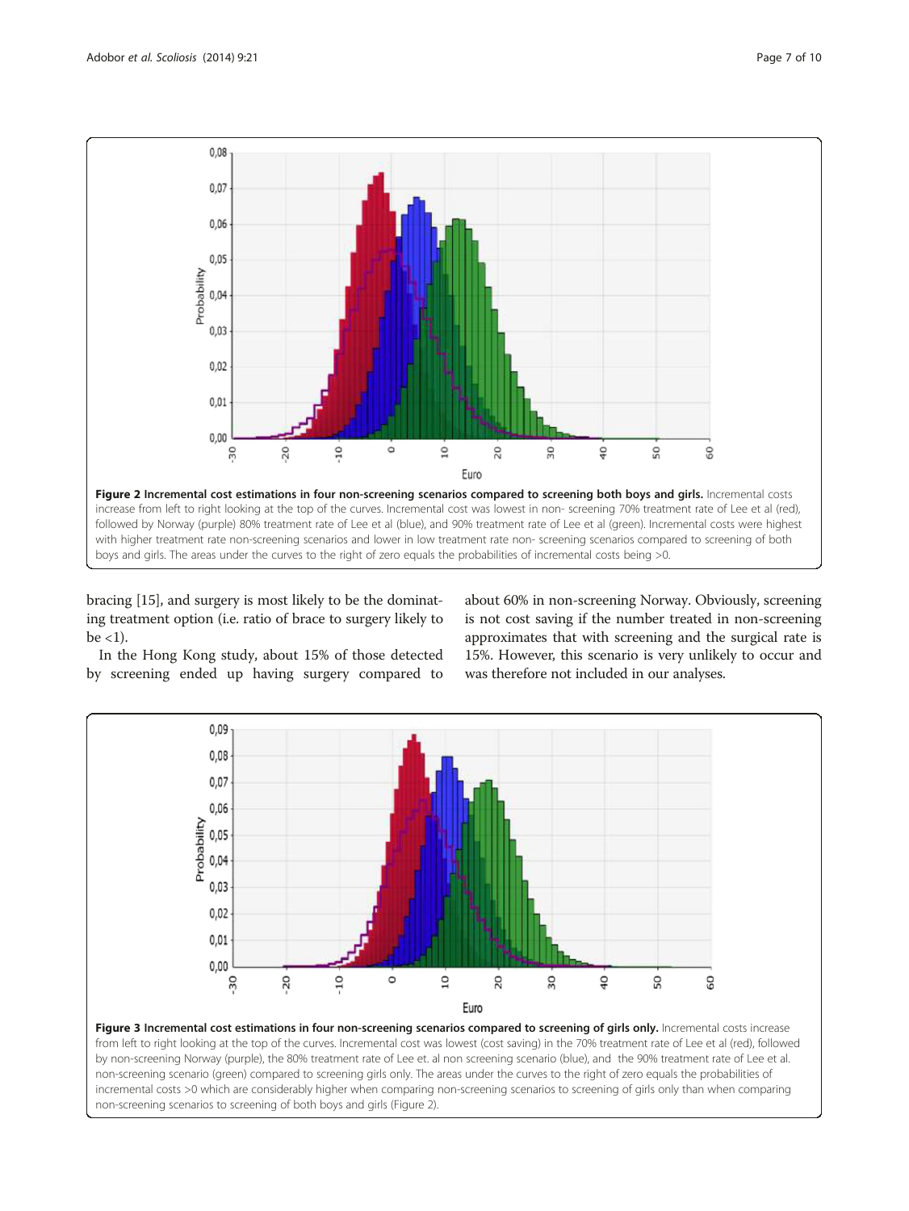**Figure 2 Incremental cost estimations in four non-screening scenarios compared to screening both boys and girls.** Incremental costs increase from left to right looking at the top of the curves. Incremental cost was lowest in non- screening 70% treatment rate of Lee et al (red), followed by Norway (purple) 80% treatment rate of Lee et al (blue), and 90% treatment rate of Lee et al (green). Incremental costs were highest with higher treatment rate non-screening scenarios and lower in low treatment rate non- screening scenarios compared to screening of both boys and girls. The areas under the curves to the right of zero equals the probabilities of incremental costs being >0.

bracing [15], and surgery is most likely to be the dominating treatment option (i.e. ratio of brace to surgery likely to be <1).

In the Hong Kong study, about 15% of those detected by screening ended up having surgery compared to about 60% in non-screening Norway. Obviously, screening is not cost saving if the number treated in non-screening approximates that with screening and the surgical rate is 15%. However, this scenario is very unlikely to occur and was therefore not included in our analyses.

**Figure 3 Incremental cost estimations in four non-screening scenarios compared to screening of girls only.** Incremental costs increase from left to right looking at the top of the curves. Incremental cost was lowest (cost saving) in the 70% treatment rate of Lee et al (red), followed by non-screening Norway (purple), the 80% treatment rate of Lee et. al non screening scenario (blue), and the 90% treatment rate of Lee et al. non-screening scenario (green) compared to screening girls only. The areas under the curves to the right of zero equals the probabilities of incremental costs >0 which are considerably higher when comparing non-screening scenarios to screening of girls only than when comparing non-screening scenarios to screening of both boys and girls (Figure 2).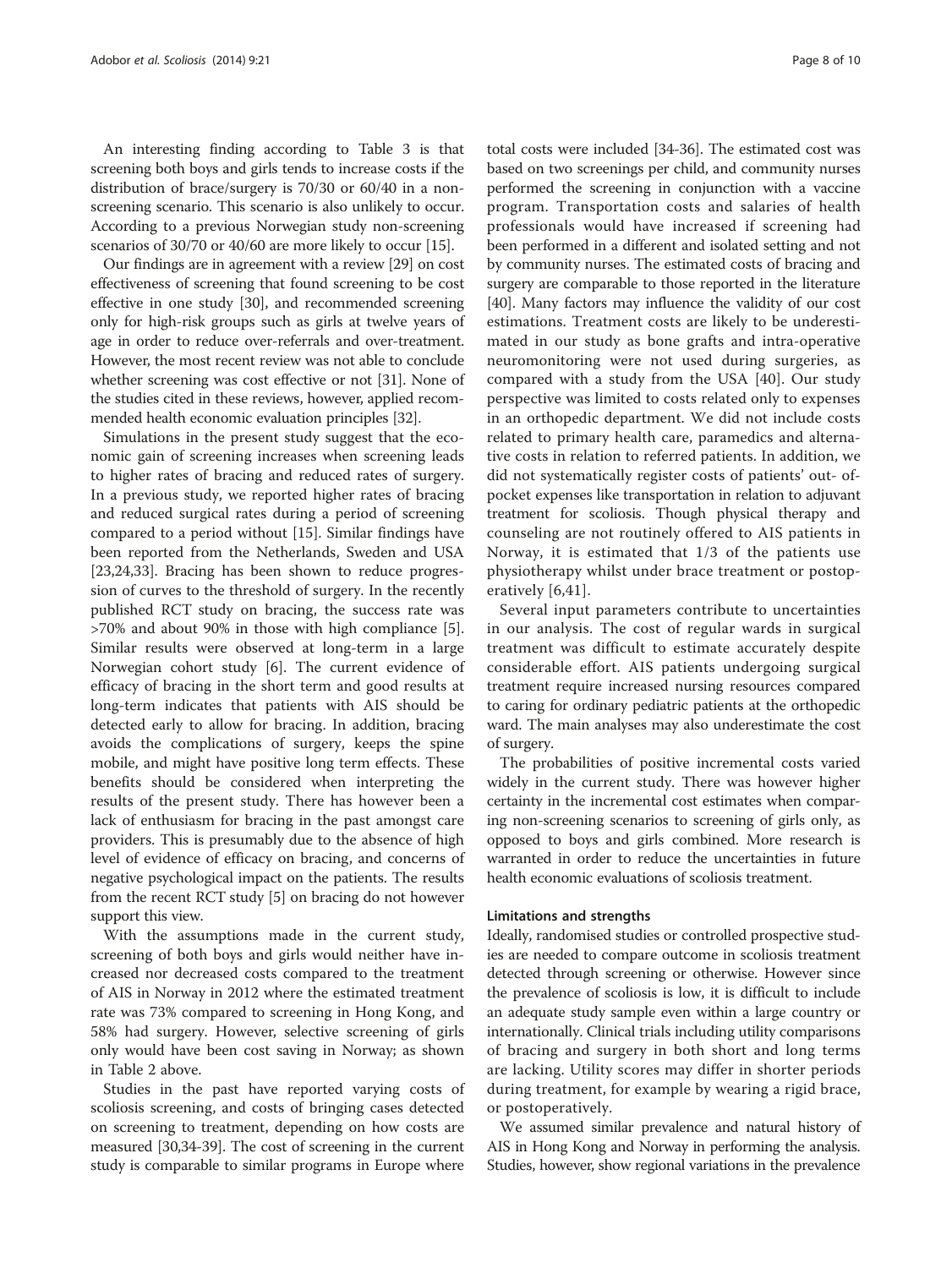An interesting finding according to Table 3 is that screening both boys and girls tends to increase costs if the distribution of brace/surgery is 70/30 or 60/40 in a non-screening scenario. This scenario is also unlikely to occur. According to a previous Norwegian study non-screening scenarios of 30/70 or 40/60 are more likely to occur [15].

Our findings are in agreement with a review [29] on cost effectiveness of screening that found screening to be cost effective in one study [30], and recommended screening only for high-risk groups such as girls at twelve years of age in order to reduce over-referrals and over-treatment. However, the most recent review was not able to conclude whether screening was cost effective or not [31]. None of the studies cited in these reviews, however, applied recommended health economic evaluation principles [32].

Simulations in the present study suggest that the economic gain of screening increases when screening leads to higher rates of bracing and reduced rates of surgery. In a previous study, we reported higher rates of bracing and reduced surgical rates during a period of screening compared to a period without [15]. Similar findings have been reported from the Netherlands, Sweden and USA [23,24,33]. Bracing has been shown to reduce progression of curves to the threshold of surgery. In the recently published RCT study on bracing, the success rate was >70% and about 90% in those with high compliance [5]. Similar results were observed at long-term in a large Norwegian cohort study [6]. The current evidence of efficacy of bracing in the short term and good results at long-term indicates that patients with AIS should be detected early to allow for bracing. In addition, bracing avoids the complications of surgery, keeps the spine mobile, and might have positive long term effects. These benefits should be considered when interpreting the results of the present study. There has however been a lack of enthusiasm for bracing in the past amongst care providers. This is presumably due to the absence of high level of evidence of efficacy on bracing, and concerns of negative psychological impact on the patients. The results from the recent RCT study [5] on bracing do not however support this view.

With the assumptions made in the current study, screening of both boys and girls would neither have increased nor decreased costs compared to the treatment of AIS in Norway in 2012 where the estimated treatment rate was 73% compared to screening in Hong Kong, and 58% had surgery. However, selective screening of girls only would have been cost saving in Norway; as shown in Table 2 above.

Studies in the past have reported varying costs of scoliosis screening, and costs of bringing cases detected on screening to treatment, depending on how costs are measured [30,34-39]. The cost of screening in the current study is comparable to similar programs in Europe where total costs were included [34-36]. The estimated cost was based on two screenings per child, and community nurses performed the screening in conjunction with a vaccine program. Transportation costs and salaries of health professionals would have increased if screening had been performed in a different and isolated setting and not by community nurses. The estimated costs of bracing and surgery are comparable to those reported in the literature [40]. Many factors may influence the validity of our cost estimations. Treatment costs are likely to be underestimated in our study as bone grafts and intra-operative neuromonitoring were not used during surgeries, as compared with a study from the USA [40]. Our study perspective was limited to costs related only to expenses in an orthopedic department. We did not include costs related to primary health care, paramedics and alternative costs in relation to referred patients. In addition, we did not systematically register costs of patients' out- of-pocket expenses like transportation in relation to adjuvant treatment for scoliosis. Though physical therapy and counseling are not routinely offered to AIS patients in Norway, it is estimated that 1/3 of the patients use physiotherapy whilst under brace treatment or postoperatively [6,41].

Several input parameters contribute to uncertainties in our analysis. The cost of regular wards in surgical treatment was difficult to estimate accurately despite considerable effort. AIS patients undergoing surgical treatment require increased nursing resources compared to caring for ordinary pediatric patients at the orthopedic ward. The main analyses may also underestimate the cost of surgery.

The probabilities of positive incremental costs varied widely in the current study. There was however higher certainty in the incremental cost estimates when comparing non-screening scenarios to screening of girls only, as opposed to boys and girls combined. More research is warranted in order to reduce the uncertainties in future health economic evaluations of scoliosis treatment.

#### Limitations and strengths

Ideally, randomised studies or controlled prospective studies are needed to compare outcome in scoliosis treatment detected through screening or otherwise. However since the prevalence of scoliosis is low, it is difficult to include an adequate study sample even within a large country or internationally. Clinical trials including utility comparisons of bracing and surgery in both short and long terms are lacking. Utility scores may differ in shorter periods during treatment, for example by wearing a rigid brace, or postoperatively.

We assumed similar prevalence and natural history of AIS in Hong Kong and Norway in performing the analysis. Studies, however, show regional variations in the prevalence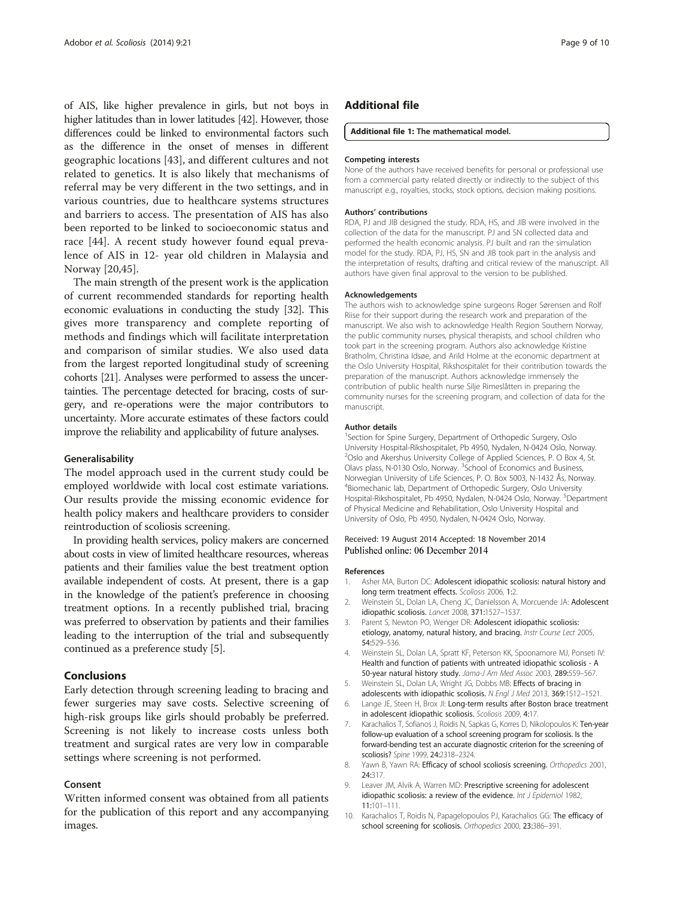of AIS, like higher prevalence in girls, but not boys in higher latitudes than in lower latitudes [42]. However, those differences could be linked to environmental factors such as the difference in the onset of menses in different geographic locations [43], and different cultures and not related to genetics. It is also likely that mechanisms of referral may be very different in the two settings, and in various countries, due to healthcare systems structures and barriers to access. The presentation of AIS has also been reported to be linked to socioeconomic status and race [44]. A recent study however found equal prevalence of AIS in 12- year old children in Malaysia and Norway [20,45].

The main strength of the present work is the application of current recommended standards for reporting health economic evaluations in conducting the study [32]. This gives more transparency and complete reporting of methods and findings which will facilitate interpretation and comparison of similar studies. We also used data from the largest reported longitudinal study of screening cohorts [21]. Analyses were performed to assess the uncertainties. The percentage detected for bracing, costs of surgery, and re-operations were the major contributors to uncertainty. More accurate estimates of these factors could improve the reliability and applicability of future analyses.

### Generalisability

The model approach used in the current study could be employed worldwide with local cost estimate variations. Our results provide the missing economic evidence for health policy makers and healthcare providers to consider reintroduction of scoliosis screening.

In providing health services, policy makers are concerned about costs in view of limited healthcare resources, whereas patients and their families value the best treatment option available independent of costs. At present, there is a gap in the knowledge of the patient's preference in choosing treatment options. In a recently published trial, bracing was preferred to observation by patients and their families leading to the interruption of the trial and subsequently continued as a preference study [5].

## Conclusions

Early detection through screening leading to bracing and fewer surgeries may save costs. Selective screening of high-risk groups like girls should probably be preferred. Screening is not likely to increase costs unless both treatment and surgical rates are very low in comparable settings where screening is not performed.

### Consent

Written informed consent was obtained from all patients for the publication of this report and any accompanying images.

## Additional file

**Additional file 1: The mathematical model.**

#### Competing interests

None of the authors have received benefits for personal or professional use from a commercial party related directly or indirectly to the subject of this manuscript e.g., royalties, stocks, stock options, decision making positions.

#### Authors' contributions

RDA, PJ and JIB designed the study. RDA, HS, and JIB were involved in the collection of the data for the manuscript. PJ and SN collected data and performed the health economic analysis. PJ built and ran the simulation model for the study. RDA, PJ, HS, SN and JIB took part in the analysis and the interpretation of results, drafting and critical review of the manuscript. All authors have given final approval to the version to be published.

#### Acknowledgements

The authors wish to acknowledge spine surgeons Roger Sørensen and Rolf Riise for their support during the research work and preparation of the manuscript. We also wish to acknowledge Health Region Southern Norway, the public community nurses, physical therapists, and school children who took part in the screening program. Authors also acknowledge Kristine Bratholm, Christina Idsøe, and Arild Holme at the economic department at the Oslo University Hospital, Rikshospitalet for their contribution towards the preparation of the manuscript. Authors acknowledge immensely the contribution of public health nurse Silje Rimeslåtten in preparing the community nurses for the screening program, and collection of data for the manuscript.

#### Author details

[1]Section for Spine Surgery, Department of Orthopedic Surgery, Oslo University Hospital-Rikshospitalet, Pb 4950, Nydalen, N-0424 Oslo, Norway. [2]Oslo and Akershus University College of Applied Sciences, P. O Box 4, St. Olavs plass, N-0130 Oslo, Norway. [3]School of Economics and Business, Norwegian University of Life Sciences, P. O. Box 5003, N-1432 Ås, Norway. [4]Biomechanic lab, Department of Orthopedic Surgery, Oslo University Hospital-Rikshospitalet, Pb 4950, Nydalen, N-0424 Oslo, Norway. [5]Department of Physical Medicine and Rehabilitation, Oslo University Hospital and University of Oslo, Pb 4950, Nydalen, N-0424 Oslo, Norway.

Received: 19 August 2014 Accepted: 18 November 2014
Published online: 06 December 2014

#### References

1. Asher MA, Burton DC: **Adolescent idiopathic scoliosis: natural history and long term treatment effects.** *Scoliosis* 2006, **1:**2.
2. Weinstein SL, Dolan LA, Cheng JC, Danielsson A, Morcuende JA: **Adolescent idiopathic scoliosis.** *Lancet* 2008, **371:**1527–1537.
3. Parent S, Newton PO, Wenger DR: **Adolescent idiopathic scoliosis: etiology, anatomy, natural history, and bracing.** *Instr Course Lect* 2005, **54:**529–536.
4. Weinstein SL, Dolan LA, Spratt KF, Peterson KK, Spoonamore MJ, Ponseti IV: **Health and function of patients with untreated idiopathic scoliosis - A 50-year natural history study.** *Jama-J Am Med Assoc* 2003, **289:**559–567.
5. Weinstein SL, Dolan LA, Wright JG, Dobbs MB: **Effects of bracing in adolescents with idiopathic scoliosis.** *N Engl J Med* 2013, **369:**1512–1521.
6. Lange JE, Steen H, Brox JI: **Long-term results after Boston brace treatment in adolescent idiopathic scoliosis.** *Scoliosis* 2009, **4:**17.
7. Karachalios T, Sofianos J, Roidis N, Sapkas G, Korres D, Nikolopoulos K: **Ten-year follow-up evaluation of a school screening program for scoliosis. Is the forward-bending test an accurate diagnostic criterion for the screening of scoliosis?** *Spine* 1999, **24:**2318–2324.
8. Yawn B, Yawn RA: **Efficacy of school scoliosis screening.** *Orthopedics* 2001, **24:**317.
9. Leaver JM, Alvik A, Warren MD: **Prescriptive screening for adolescent idiopathic scoliosis: a review of the evidence.** *Int J Epidemiol* 1982, **11:**101–111.
10. Karachalios T, Roidis N, Papagelopoulos PJ, Karachalios GG: **The efficacy of school screening for scoliosis.** *Orthopedics* 2000, **23:**386–391.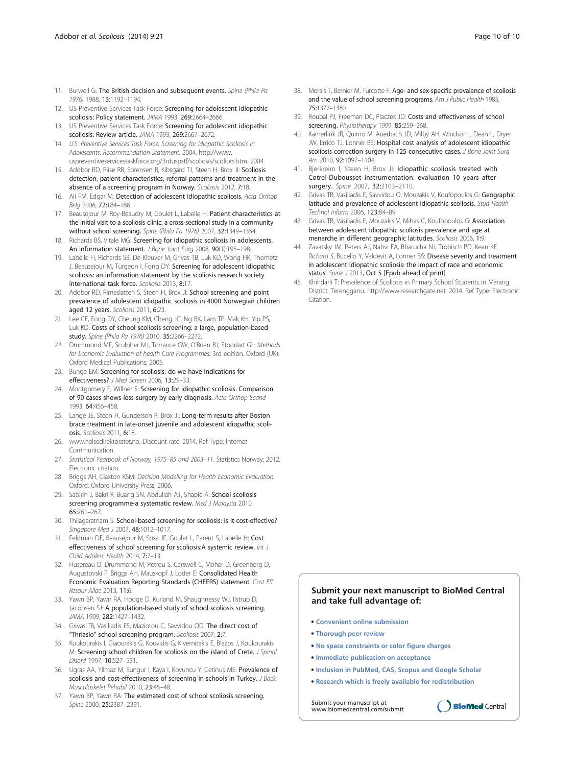11. Burwell G: The British decision and subsequent events. *Spine (Phila Pa 1976)* 1988, **13**:1192–1194.
12. US Preventive Services Task Force: Screening for adolescent idiopathic scoliosis: Policy statement. *JAMA* 1993, **269**:2664–2666.
13. US Preventive Services Task Force: Screening for adolescent idiopathic scoliosis: Review article. *JAMA* 1993, **269**:2667–2672.
14. *U.S. Preventive Services Task Force. Screening for Idiopathic Scoliosis in Adolescents: Recommendation Statement.* 2004. http://www.uspreventiveservicestaskforce.org/3rduspstf/scoliosis/scoliors.htm. 2004.
15. Adobor RD, Riise RB, Sorensen R, Kibsgard TJ, Steen H, Brox JI: Scoliosis detection, patient characteristics, referral patterns and treatment in the absence of a screening program in Norway. *Scoliosis* 2012, **7**:18.
16. Ali FM, Edgar M: Detection of adolescent idiopathic scoliosis. *Acta Orthop Belg* 2006, **72**:184–186.
17. Beausejour M, Roy-Beaudry M, Goulet L, Labelle H: Patient characteristics at the initial visit to a scoliosis clinic: a cross-sectional study in a community without school screening. *Spine (Phila Pa 1976)* 2007, **32**:1349–1354.
18. Richards BS, Vitale MG: Screening for idiopathic scoliosis in adolescents. An information statement. *J Bone Joint Surg* 2008, **90**(1):195–198.
19. Labelle H, Richards SB, De Kleuver M, Grivas TB, Luk KD, Wong HK, Thometz J, Beausejour M, Turgeon I, Fong DY: Screening for adolescent idiopathic scoliosis: an information statement by the scoliosis research society international task force. *Scoliosis* 2013, **8**:17.
20. Adobor RD, Rimeslatten S, Steen H, Brox JI: School screening and point prevalence of adolescent idiopathic scoliosis in 4000 Norwegian children aged 12 years. *Scoliosis* 2011, **6**:23.
21. Lee CF, Fong DY, Cheung KM, Cheng JC, Ng BK, Lam TP, Mak KH, Yip PS, Luk KD: Costs of school scoliosis screening: a large, population-based study. *Spine (Phila Pa 1976)* 2010, **35**:2266–2272.
22. Drummond MF, Sculpher MJ, Torrance GW, O'Brien BJ, Stoddart GL: *Methods for Economic Evaluation of health Care Programmes.* 3rd edition. Oxford (UK): Oxford Medical Publications; 2005.
23. Bunge EM: Screening for scoliosis: do we have indications for effectiveness? *J Med Screen* 2006, **13**:29–33.
24. Montgomery F, Willner S: Screening for idiopathic scoliosis. Comparison of 90 cases shows less surgery by early diagnosis. *Acta Orthop Scand* 1993, **64**:456–458.
25. Lange JE, Steen H, Gunderson R, Brox JI: Long-term results after Boston brace treatment in late-onset juvenile and adolescent idiopathic scoliosis. *Scoliosis* 2011, **6**:18.
26. www.helsedirektoratet.no. Discount rate. 2014. Ref Type: Internet Communication.
27. *Statistical Yearbook of Norway, 1975–85 and 2003–11.* Statistics Norway; 2012. Electronic citation.
28. Briggs AH, Claxton KSM: *Decision Modelling for Health Economic Evaluation.* Oxford: Oxford University Press; 2006.
29. Sabirin J, Bakri R, Buang SN, Abdullah AT, Shapie A: School scoliosis screening programme-a systematic review. *Med J Malaysia* 2010, **65**:261–267.
30. Thilagaratnam S: School-based screening for scoliosis: is it cost-effective? *Singapore Med J* 2007, **48**:1012–1017.
31. Feldman DE, Beausejour M, Sosa JF, Goulet L, Parent S, Labelle H: Cost effectiveness of school screening for scoliosis:A systemic review. *Int J Child Adolesc Health* 2014, **7**:7–13.
32. Husereau D, Drummond M, Petrou S, Carswell C, Moher D, Greenberg D, Augustovski F, Briggs AH, Mauskopf J, Loder E: Consolidated Health Economic Evaluation Reporting Standards (CHEERS) statement. *Cost Eff Resour Alloc* 2013, **11**:6.
33. Yawn BP, Yawn RA, Hodge D, Kurland M, Shaughnessy WJ, Ilstrup D, Jacobsen SJ: A population-based study of school scoliosis screening. *JAMA* 1999, **282**:1427–1432.
34. Grivas TB, Vasiliadis ES, Maziotou C, Savvidou OD: The direct cost of "Thriasio" school screening program. *Scoliosis* 2007, **2**:7.
35. Koukourakis I, Giaourakis G, Kouvidis G, Kivernitakis E, Blazos J, Koukourakis M: Screening school children for scoliosis on the island of Crete. *J Spinal Disord* 1997, **10**:527–531.
36. Ugras AA, Yilmaz M, Sungur I, Kaya I, Koyuncu Y, Cetinus ME: Prevalence of scoliosis and cost-effectiveness of screening in schools in Turkey. *J Back Musculoskelet Rehabil* 2010, **23**:45–48.
37. Yawn BP, Yawn RA: The estimated cost of school scoliosis screening. *Spine* 2000, **25**:2387–2391.
38. Morais T, Bernier M, Turcotte F: Age- and sex-specific prevalence of scoliosis and the value of school screening programs. *Am J Public Health* 1985, **75**:1377–1380.
39. Roubal PJ, Freeman DC, Placzek JD: Costs and effectiveness of school screening. *Physiotherapy* 1999, **85**:259–268.
40. Kamerlink JR, Quirno M, Auerbach JD, Milby AH, Windsor L, Dean L, Dryer JW, Errico TJ, Lonner BS: Hospital cost analysis of adolescent idiopathic scoliosis correction surgery in 125 consecutive cases. *J Bone Joint Surg Am* 2010, **92**:1097–1104.
41. Bjerkreim I, Steen H, Brox JI: Idiopathic scoliosis treated with Cotrel-Dubousset instrumentation: evaluation 10 years after surgery. *Spine* 2007, **32**:2103–2110.
42. Grivas TB, Vasiliadis E, Savvidou O, Mouzakis V, Koufopoulos G: Geographic latitude and prevalence of adolescent idiopathic scoliosis. *Stud Health Technol Inform* 2006, **123**:84–89.
43. Grivas TB, Vasiliadis E, Mouzakis V, Mihas C, Koufopoulos G: Association between adolescent idiopathic scoliosis prevalence and age at menarche in different geographic latitudes. *Scoliosis* 2006, **1**:9.
44. Zavatsky JM, Peters AJ, Nahvi FA, Bharucha NJ, Trobisch PD, Kean KE, Richard S, Bucello Y, Valdevit A, Lonner BS: Disease severity and treatment in adolescent idiopathic scoliosis: the impact of race and economic status. *Spine J* 2013, Oct 5 [Epub ahead of print]
45. Khindarli T: Prevalence of Scoliosis in Primary School Students in Marang District, Terengganu. http://www.researchgate.net. 2014. Ref Type: Electronic Citation.